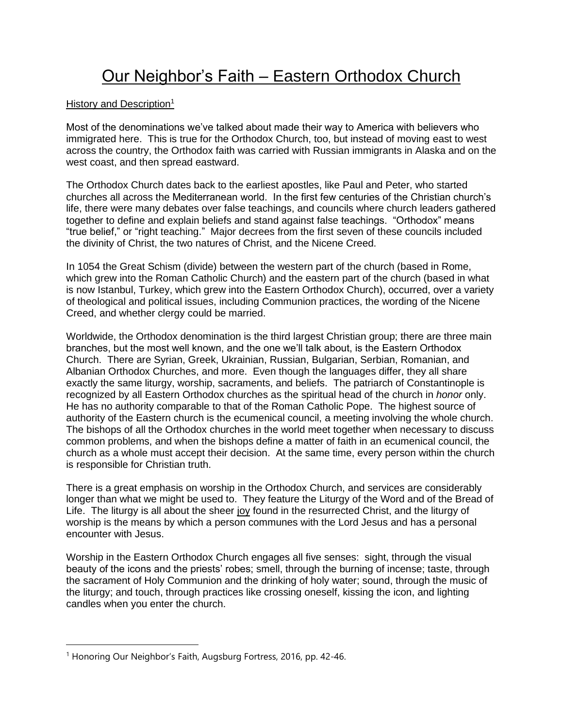# Our Neighbor's Faith – Eastern Orthodox Church

History and Description[1]

Most of the denominations we've talked about made their way to America with believers who immigrated here. This is true for the Orthodox Church, too, but instead of moving east to west across the country, the Orthodox faith was carried with Russian immigrants in Alaska and on the west coast, and then spread eastward.

The Orthodox Church dates back to the earliest apostles, like Paul and Peter, who started churches all across the Mediterranean world. In the first few centuries of the Christian church's life, there were many debates over false teachings, and councils where church leaders gathered together to define and explain beliefs and stand against false teachings. "Orthodox" means "true belief," or "right teaching." Major decrees from the first seven of these councils included the divinity of Christ, the two natures of Christ, and the Nicene Creed.

In 1054 the Great Schism (divide) between the western part of the church (based in Rome, which grew into the Roman Catholic Church) and the eastern part of the church (based in what is now Istanbul, Turkey, which grew into the Eastern Orthodox Church), occurred, over a variety of theological and political issues, including Communion practices, the wording of the Nicene Creed, and whether clergy could be married.

Worldwide, the Orthodox denomination is the third largest Christian group; there are three main branches, but the most well known, and the one we'll talk about, is the Eastern Orthodox Church. There are Syrian, Greek, Ukrainian, Russian, Bulgarian, Serbian, Romanian, and Albanian Orthodox Churches, and more. Even though the languages differ, they all share exactly the same liturgy, worship, sacraments, and beliefs. The patriarch of Constantinople is recognized by all Eastern Orthodox churches as the spiritual head of the church in *honor* only. He has no authority comparable to that of the Roman Catholic Pope. The highest source of authority of the Eastern church is the ecumenical council, a meeting involving the whole church. The bishops of all the Orthodox churches in the world meet together when necessary to discuss common problems, and when the bishops define a matter of faith in an ecumenical council, the church as a whole must accept their decision. At the same time, every person within the church is responsible for Christian truth.

There is a great emphasis on worship in the Orthodox Church, and services are considerably longer than what we might be used to. They feature the Liturgy of the Word and of the Bread of Life. The liturgy is all about the sheer joy found in the resurrected Christ, and the liturgy of worship is the means by which a person communes with the Lord Jesus and has a personal encounter with Jesus.

Worship in the Eastern Orthodox Church engages all five senses: sight, through the visual beauty of the icons and the priests' robes; smell, through the burning of incense; taste, through the sacrament of Holy Communion and the drinking of holy water; sound, through the music of the liturgy; and touch, through practices like crossing oneself, kissing the icon, and lighting candles when you enter the church.

---

[1] Honoring Our Neighbor's Faith, Augsburg Fortress, 2016, pp. 42-46.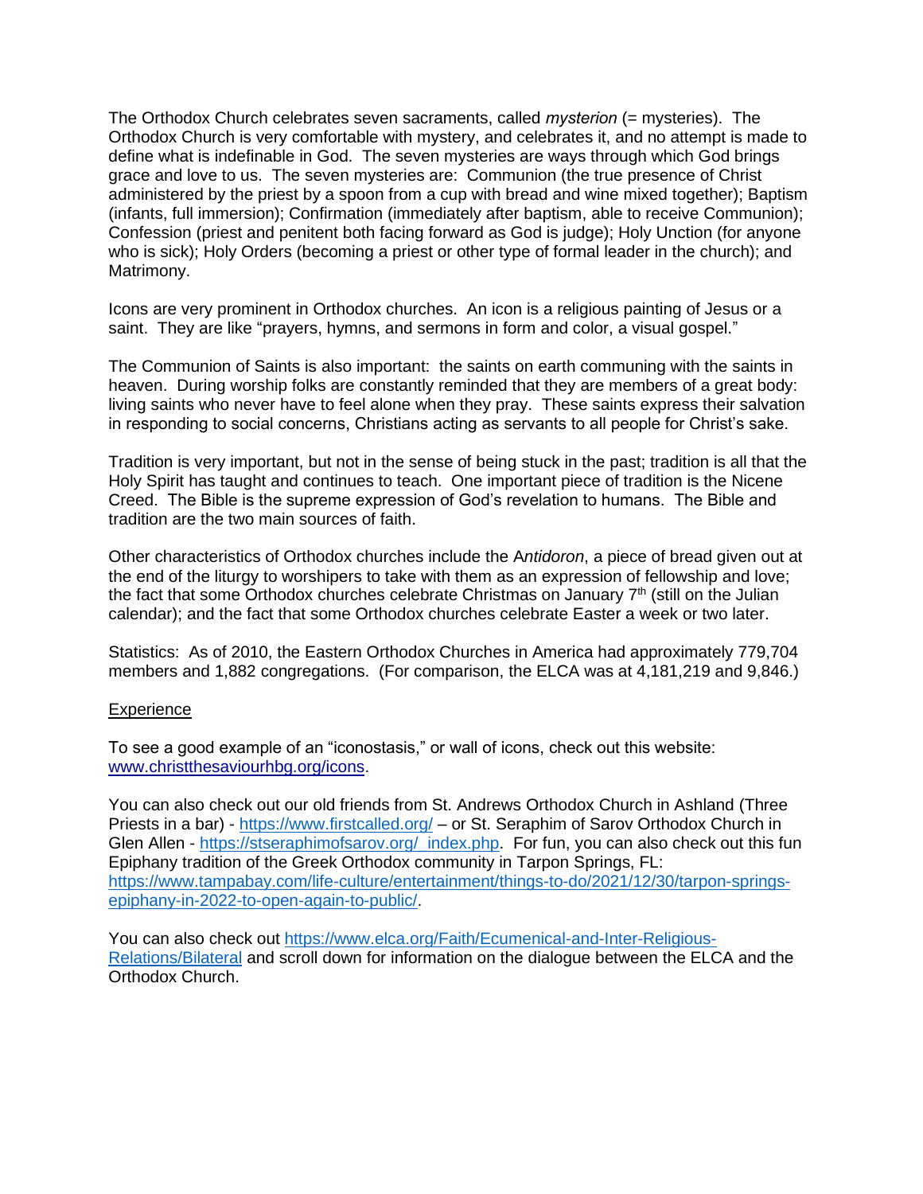The Orthodox Church celebrates seven sacraments, called *mysterion* (= mysteries). The Orthodox Church is very comfortable with mystery, and celebrates it, and no attempt is made to define what is indefinable in God. The seven mysteries are ways through which God brings grace and love to us. The seven mysteries are: Communion (the true presence of Christ administered by the priest by a spoon from a cup with bread and wine mixed together); Baptism (infants, full immersion); Confirmation (immediately after baptism, able to receive Communion); Confession (priest and penitent both facing forward as God is judge); Holy Unction (for anyone who is sick); Holy Orders (becoming a priest or other type of formal leader in the church); and Matrimony.

Icons are very prominent in Orthodox churches. An icon is a religious painting of Jesus or a saint. They are like "prayers, hymns, and sermons in form and color, a visual gospel."

The Communion of Saints is also important: the saints on earth communing with the saints in heaven. During worship folks are constantly reminded that they are members of a great body: living saints who never have to feel alone when they pray. These saints express their salvation in responding to social concerns, Christians acting as servants to all people for Christ's sake.

Tradition is very important, but not in the sense of being stuck in the past; tradition is all that the Holy Spirit has taught and continues to teach. One important piece of tradition is the Nicene Creed. The Bible is the supreme expression of God's revelation to humans. The Bible and tradition are the two main sources of faith.

Other characteristics of Orthodox churches include the A*ntidoron*, a piece of bread given out at the end of the liturgy to worshipers to take with them as an expression of fellowship and love; the fact that some Orthodox churches celebrate Christmas on January 7th (still on the Julian calendar); and the fact that some Orthodox churches celebrate Easter a week or two later.

Statistics: As of 2010, the Eastern Orthodox Churches in America had approximately 779,704 members and 1,882 congregations. (For comparison, the ELCA was at 4,181,219 and 9,846.)

Experience

To see a good example of an "iconostasis," or wall of icons, check out this website: www.christthesaviourhbg.org/icons.

You can also check out our old friends from St. Andrews Orthodox Church in Ashland (Three Priests in a bar) - https://www.firstcalled.org/ – or St. Seraphim of Sarov Orthodox Church in Glen Allen - https://stseraphimofsarov.org/_index.php. For fun, you can also check out this fun Epiphany tradition of the Greek Orthodox community in Tarpon Springs, FL: https://www.tampabay.com/life-culture/entertainment/things-to-do/2021/12/30/tarpon-springs-epiphany-in-2022-to-open-again-to-public/.

You can also check out https://www.elca.org/Faith/Ecumenical-and-Inter-Religious-Relations/Bilateral and scroll down for information on the dialogue between the ELCA and the Orthodox Church.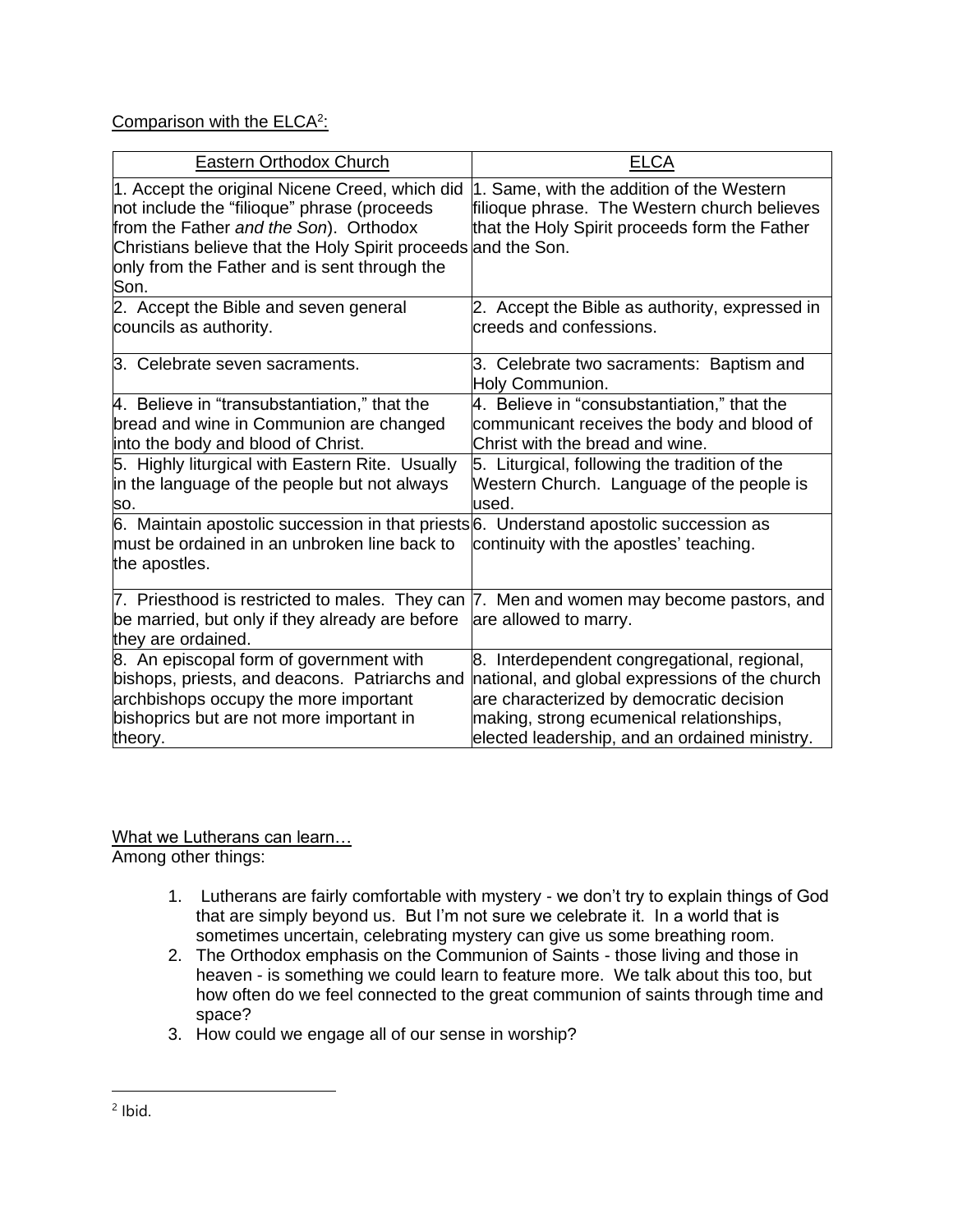Comparison with the ELCA[2]:

| Eastern Orthodox Church | ELCA |
|---|---|
| 1. Accept the original Nicene Creed, which did not include the "filioque" phrase (proceeds from the Father *and the Son*). Orthodox Christians believe that the Holy Spirit proceeds only from the Father and is sent through the Son. | 1. Same, with the addition of the Western filioque phrase. The Western church believes that the Holy Spirit proceeds form the Father and the Son. |
| 2. Accept the Bible and seven general councils as authority. | 2. Accept the Bible as authority, expressed in creeds and confessions. |
| 3. Celebrate seven sacraments. | 3. Celebrate two sacraments: Baptism and Holy Communion. |
| 4. Believe in "transubstantiation," that the bread and wine in Communion are changed into the body and blood of Christ. | 4. Believe in "consubstantiation," that the communicant receives the body and blood of Christ with the bread and wine. |
| 5. Highly liturgical with Eastern Rite. Usually in the language of the people but not always so. | 5. Liturgical, following the tradition of the Western Church. Language of the people is used. |
| 6. Maintain apostolic succession in that priests must be ordained in an unbroken line back to the apostles. | 6. Understand apostolic succession as continuity with the apostles' teaching. |
| 7. Priesthood is restricted to males. They can be married, but only if they already are before they are ordained. | 7. Men and women may become pastors, and are allowed to marry. |
| 8. An episcopal form of government with bishops, priests, and deacons. Patriarchs and archbishops occupy the more important bishoprics but are not more important in theory. | 8. Interdependent congregational, regional, national, and global expressions of the church are characterized by democratic decision making, strong ecumenical relationships, elected leadership, and an ordained ministry. |

What we Lutherans can learn…

Among other things:

1. Lutherans are fairly comfortable with mystery - we don't try to explain things of God that are simply beyond us. But I'm not sure we celebrate it. In a world that is sometimes uncertain, celebrating mystery can give us some breathing room.
2. The Orthodox emphasis on the Communion of Saints - those living and those in heaven - is something we could learn to feature more. We talk about this too, but how often do we feel connected to the great communion of saints through time and space?
3. How could we engage all of our sense in worship?

[2] Ibid.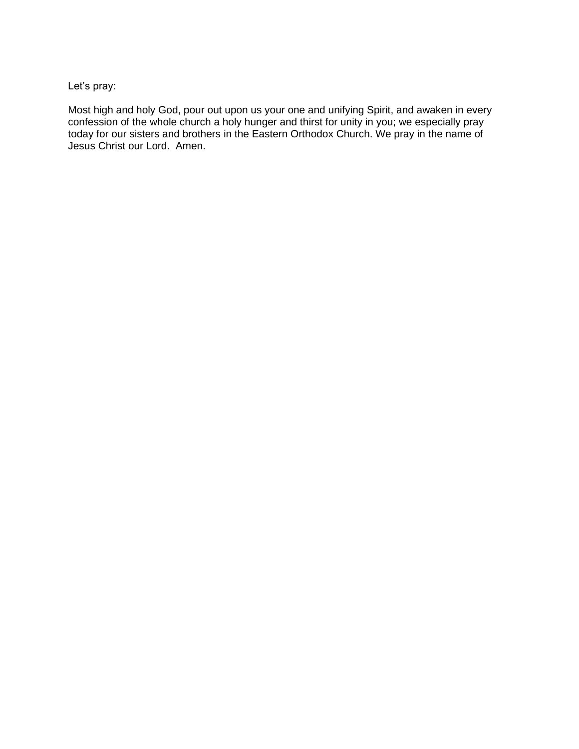Let's pray:

Most high and holy God, pour out upon us your one and unifying Spirit, and awaken in every confession of the whole church a holy hunger and thirst for unity in you; we especially pray today for our sisters and brothers in the Eastern Orthodox Church. We pray in the name of Jesus Christ our Lord. Amen.